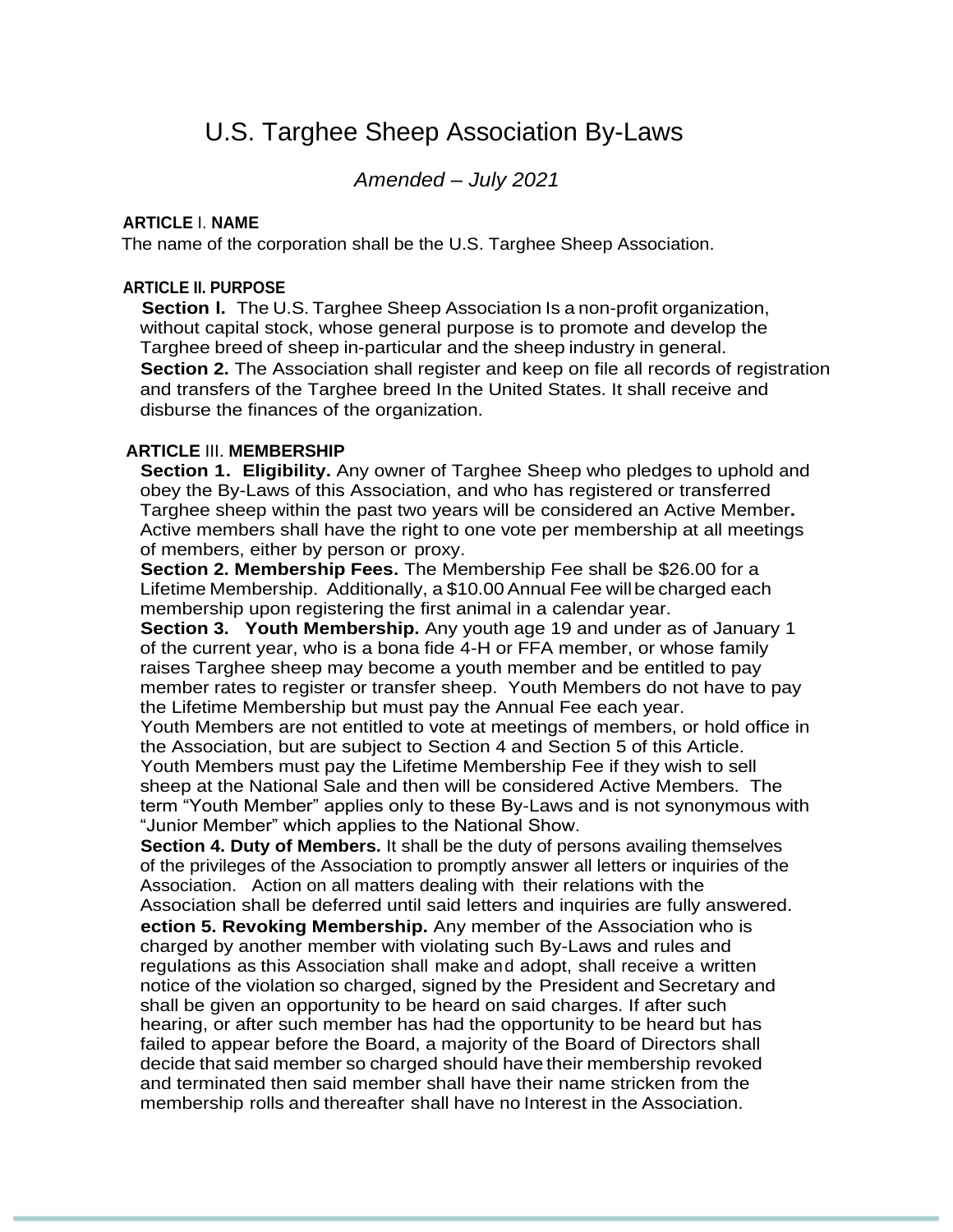# U.S. Targhee Sheep Association By-Laws

*Amended – July 2021*

## ARTICLE I. NAME

The name of the corporation shall be the U.S. Targhee Sheep Association.

## ARTICLE II. PURPOSE

**Section l.** The U.S. Targhee Sheep Association Is a non-profit organization, without capital stock, whose general purpose is to promote and develop the Targhee breed of sheep in-particular and the sheep industry in general.

**Section 2.** The Association shall register and keep on file all records of registration and transfers of the Targhee breed In the United States. It shall receive and disburse the finances of the organization.

## ARTICLE III. MEMBERSHIP

**Section 1. Eligibility.** Any owner of Targhee Sheep who pledges to uphold and obey the By-Laws of this Association, and who has registered or transferred Targhee sheep within the past two years will be considered an Active Member**.** Active members shall have the right to one vote per membership at all meetings of members, either by person or proxy.

**Section 2. Membership Fees.** The Membership Fee shall be $26.00 for a Lifetime Membership. Additionally, a $10.00 Annual Fee will be charged each membership upon registering the first animal in a calendar year.

**Section 3. Youth Membership.** Any youth age 19 and under as of January 1 of the current year, who is a bona fide 4-H or FFA member, or whose family raises Targhee sheep may become a youth member and be entitled to pay member rates to register or transfer sheep. Youth Members do not have to pay the Lifetime Membership but must pay the Annual Fee each year.
Youth Members are not entitled to vote at meetings of members, or hold office in the Association, but are subject to Section 4 and Section 5 of this Article.
Youth Members must pay the Lifetime Membership Fee if they wish to sell sheep at the National Sale and then will be considered Active Members. The term "Youth Member" applies only to these By-Laws and is not synonymous with "Junior Member" which applies to the National Show.

**Section 4. Duty of Members.** It shall be the duty of persons availing themselves of the privileges of the Association to promptly answer all letters or inquiries of the Association. Action on all matters dealing with their relations with the Association shall be deferred until said letters and inquiries are fully answered.

**ection 5. Revoking Membership.** Any member of the Association who is charged by another member with violating such By-Laws and rules and regulations as this Association shall make and adopt, shall receive a written notice of the violation so charged, signed by the President and Secretary and shall be given an opportunity to be heard on said charges. If after such hearing, or after such member has had the opportunity to be heard but has failed to appear before the Board, a majority of the Board of Directors shall decide that said member so charged should have their membership revoked and terminated then said member shall have their name stricken from the membership rolls and thereafter shall have no Interest in the Association.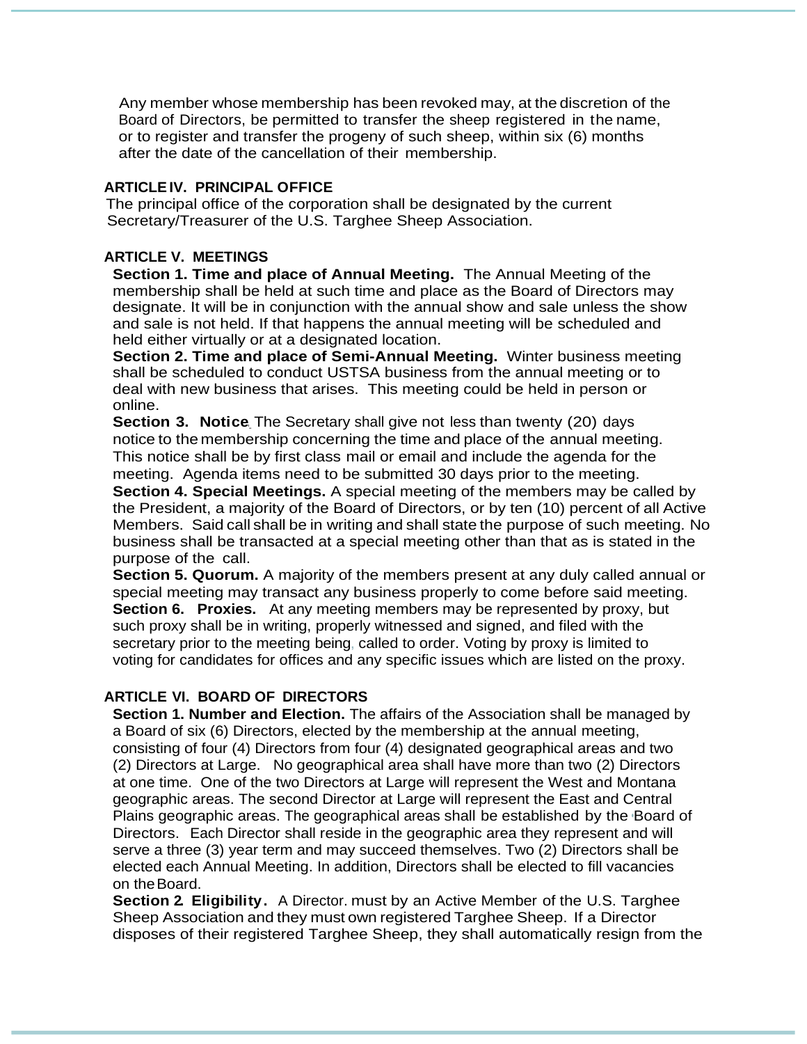Any member whose membership has been revoked may, at the discretion of the Board of Directors, be permitted to transfer the sheep registered in the name, or to register and transfer the progeny of such sheep, within six (6) months after the date of the cancellation of their membership.

## ARTICLE IV. PRINCIPAL OFFICE

The principal office of the corporation shall be designated by the current Secretary/Treasurer of the U.S. Targhee Sheep Association.

## ARTICLE V. MEETINGS

**Section 1. Time and place of Annual Meeting.** The Annual Meeting of the membership shall be held at such time and place as the Board of Directors may designate. It will be in conjunction with the annual show and sale unless the show and sale is not held. If that happens the annual meeting will be scheduled and held either virtually or at a designated location.

**Section 2. Time and place of Semi-Annual Meeting.** Winter business meeting shall be scheduled to conduct USTSA business from the annual meeting or to deal with new business that arises. This meeting could be held in person or online.

**Section 3. Notice.** The Secretary shall give not less than twenty (20) days notice to the membership concerning the time and place of the annual meeting. This notice shall be by first class mail or email and include the agenda for the meeting. Agenda items need to be submitted 30 days prior to the meeting.

**Section 4. Special Meetings.** A special meeting of the members may be called by the President, a majority of the Board of Directors, or by ten (10) percent of all Active Members. Said call shall be in writing and shall state the purpose of such meeting. No business shall be transacted at a special meeting other than that as is stated in the purpose of the call.

**Section 5. Quorum.** A majority of the members present at any duly called annual or special meeting may transact any business properly to come before said meeting.

**Section 6. Proxies.** At any meeting members may be represented by proxy, but such proxy shall be in writing, properly witnessed and signed, and filed with the secretary prior to the meeting being called to order. Voting by proxy is limited to voting for candidates for offices and any specific issues which are listed on the proxy.

## ARTICLE VI. BOARD OF DIRECTORS

**Section 1. Number and Election.** The affairs of the Association shall be managed by a Board of six (6) Directors, elected by the membership at the annual meeting, consisting of four (4) Directors from four (4) designated geographical areas and two (2) Directors at Large. No geographical area shall have more than two (2) Directors at one time. One of the two Directors at Large will represent the West and Montana geographic areas. The second Director at Large will represent the East and Central Plains geographic areas. The geographical areas shall be established by the Board of Directors. Each Director shall reside in the geographic area they represent and will serve a three (3) year term and may succeed themselves. Two (2) Directors shall be elected each Annual Meeting. In addition, Directors shall be elected to fill vacancies on the Board.

**Section 2. Eligibility.** A Director must by an Active Member of the U.S. Targhee Sheep Association and they must own registered Targhee Sheep. If a Director disposes of their registered Targhee Sheep, they shall automatically resign from the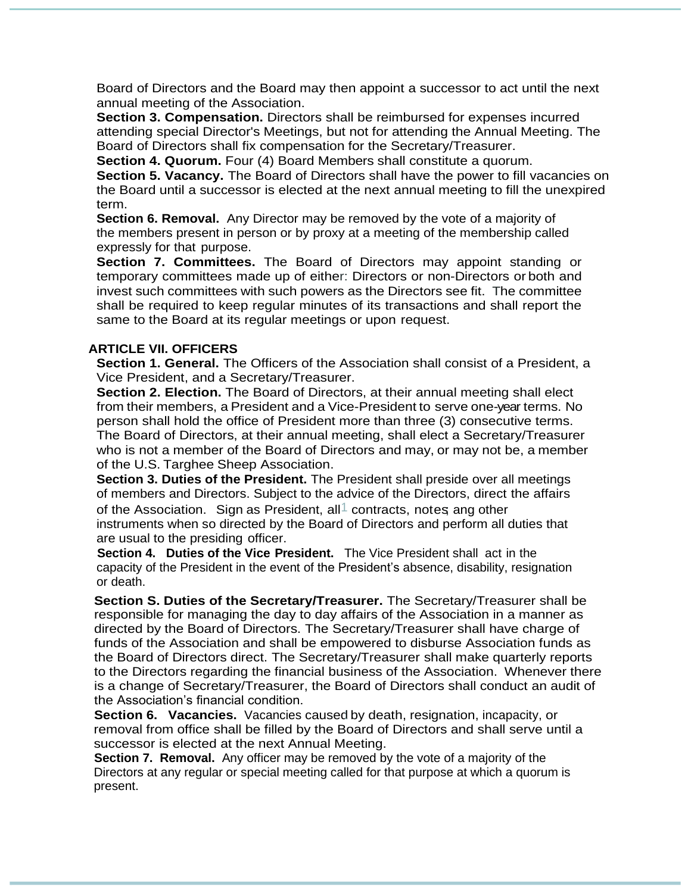Board of Directors and the Board may then appoint a successor to act until the next annual meeting of the Association.

**Section 3. Compensation.** Directors shall be reimbursed for expenses incurred attending special Director's Meetings, but not for attending the Annual Meeting. The Board of Directors shall fix compensation for the Secretary/Treasurer.

**Section 4. Quorum.** Four (4) Board Members shall constitute a quorum.

**Section 5. Vacancy.** The Board of Directors shall have the power to fill vacancies on the Board until a successor is elected at the next annual meeting to fill the unexpired term.

**Section 6. Removal.** Any Director may be removed by the vote of a majority of the members present in person or by proxy at a meeting of the membership called expressly for that purpose.

**Section 7. Committees.** The Board of Directors may appoint standing or temporary committees made up of either: Directors or non-Directors or both and invest such committees with such powers as the Directors see fit. The committee shall be required to keep regular minutes of its transactions and shall report the same to the Board at its regular meetings or upon request.

## ARTICLE VII. OFFICERS

**Section 1. General.** The Officers of the Association shall consist of a President, a Vice President, and a Secretary/Treasurer.

**Section 2. Election.** The Board of Directors, at their annual meeting shall elect from their members, a President and a Vice-President to serve one-year terms. No person shall hold the office of President more than three (3) consecutive terms. The Board of Directors, at their annual meeting, shall elect a Secretary/Treasurer who is not a member of the Board of Directors and may, or may not be, a member of the U.S. Targhee Sheep Association.

**Section 3. Duties of the President.** The President shall preside over all meetings of members and Directors. Subject to the advice of the Directors, direct the affairs of the Association. Sign as President, all[1] contracts, notes, ang other instruments when so directed by the Board of Directors and perform all duties that are usual to the presiding officer.

**Section 4. Duties of the Vice President.** The Vice President shall act in the capacity of the President in the event of the President's absence, disability, resignation or death.

**Section S. Duties of the Secretary/Treasurer.** The Secretary/Treasurer shall be responsible for managing the day to day affairs of the Association in a manner as directed by the Board of Directors. The Secretary/Treasurer shall have charge of funds of the Association and shall be empowered to disburse Association funds as the Board of Directors direct. The Secretary/Treasurer shall make quarterly reports to the Directors regarding the financial business of the Association. Whenever there is a change of Secretary/Treasurer, the Board of Directors shall conduct an audit of the Association's financial condition.

**Section 6. Vacancies.** Vacancies caused by death, resignation, incapacity, or removal from office shall be filled by the Board of Directors and shall serve until a successor is elected at the next Annual Meeting.

**Section 7. Removal.** Any officer may be removed by the vote of a majority of the Directors at any regular or special meeting called for that purpose at which a quorum is present.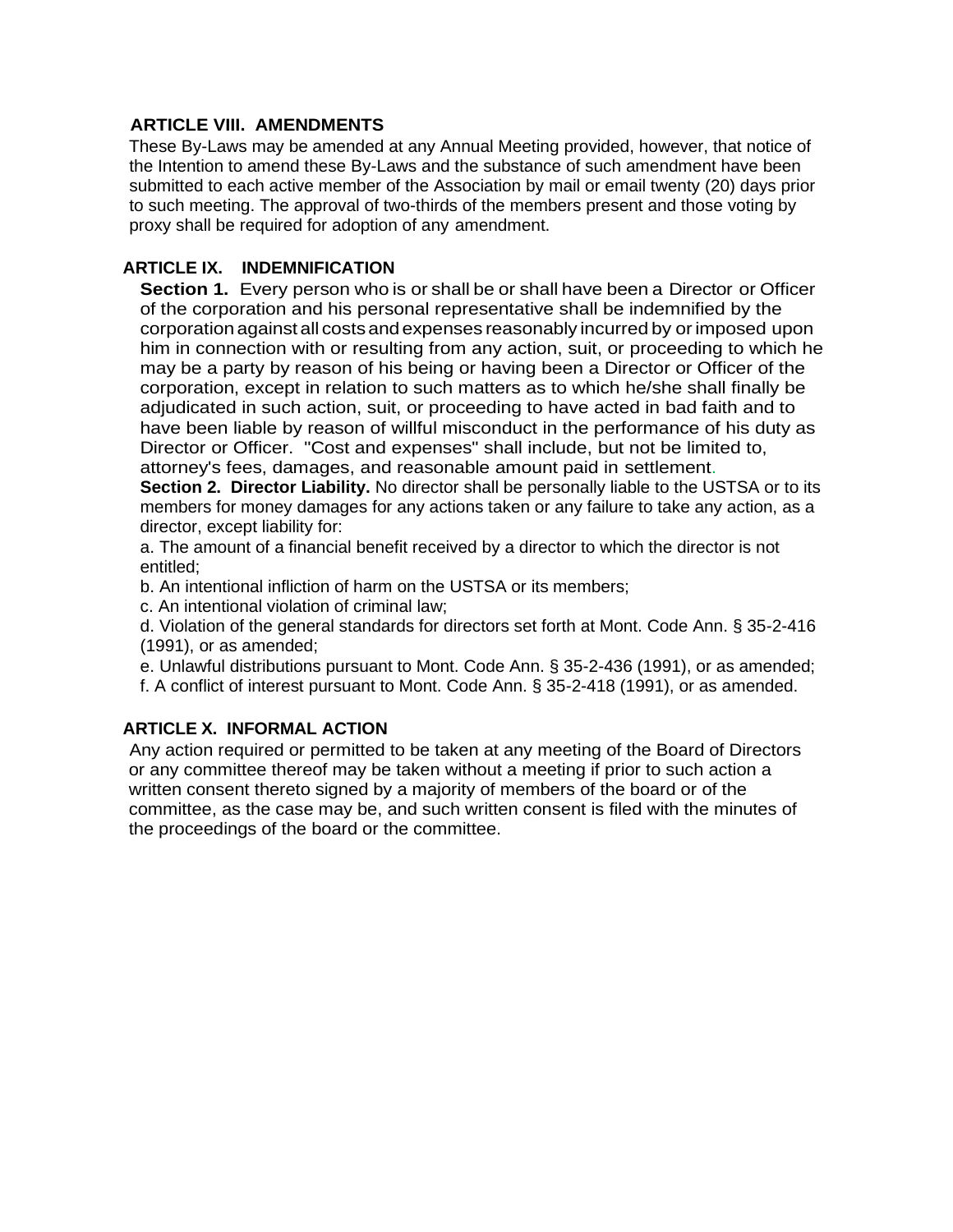## ARTICLE VIII. AMENDMENTS

These By-Laws may be amended at any Annual Meeting provided, however, that notice of the Intention to amend these By-Laws and the substance of such amendment have been submitted to each active member of the Association by mail or email twenty (20) days prior to such meeting. The approval of two-thirds of the members present and those voting by proxy shall be required for adoption of any amendment.

## ARTICLE IX. INDEMNIFICATION

**Section 1.** Every person who is or shall be or shall have been a Director or Officer of the corporation and his personal representative shall be indemnified by the corporation against all costs and expenses reasonably incurred by or imposed upon him in connection with or resulting from any action, suit, or proceeding to which he may be a party by reason of his being or having been a Director or Officer of the corporation, except in relation to such matters as to which he/she shall finally be adjudicated in such action, suit, or proceeding to have acted in bad faith and to have been liable by reason of willful misconduct in the performance of his duty as Director or Officer. "Cost and expenses" shall include, but not be limited to, attorney's fees, damages, and reasonable amount paid in settlement.

**Section 2. Director Liability.** No director shall be personally liable to the USTSA or to its members for money damages for any actions taken or any failure to take any action, as a director, except liability for:

a. The amount of a financial benefit received by a director to which the director is not entitled;

b. An intentional infliction of harm on the USTSA or its members;

c. An intentional violation of criminal law;

d. Violation of the general standards for directors set forth at Mont. Code Ann. § 35-2-416 (1991), or as amended;

e. Unlawful distributions pursuant to Mont. Code Ann. § 35-2-436 (1991), or as amended;

f. A conflict of interest pursuant to Mont. Code Ann. § 35-2-418 (1991), or as amended.

## ARTICLE X. INFORMAL ACTION

Any action required or permitted to be taken at any meeting of the Board of Directors or any committee thereof may be taken without a meeting if prior to such action a written consent thereto signed by a majority of members of the board or of the committee, as the case may be, and such written consent is filed with the minutes of the proceedings of the board or the committee.